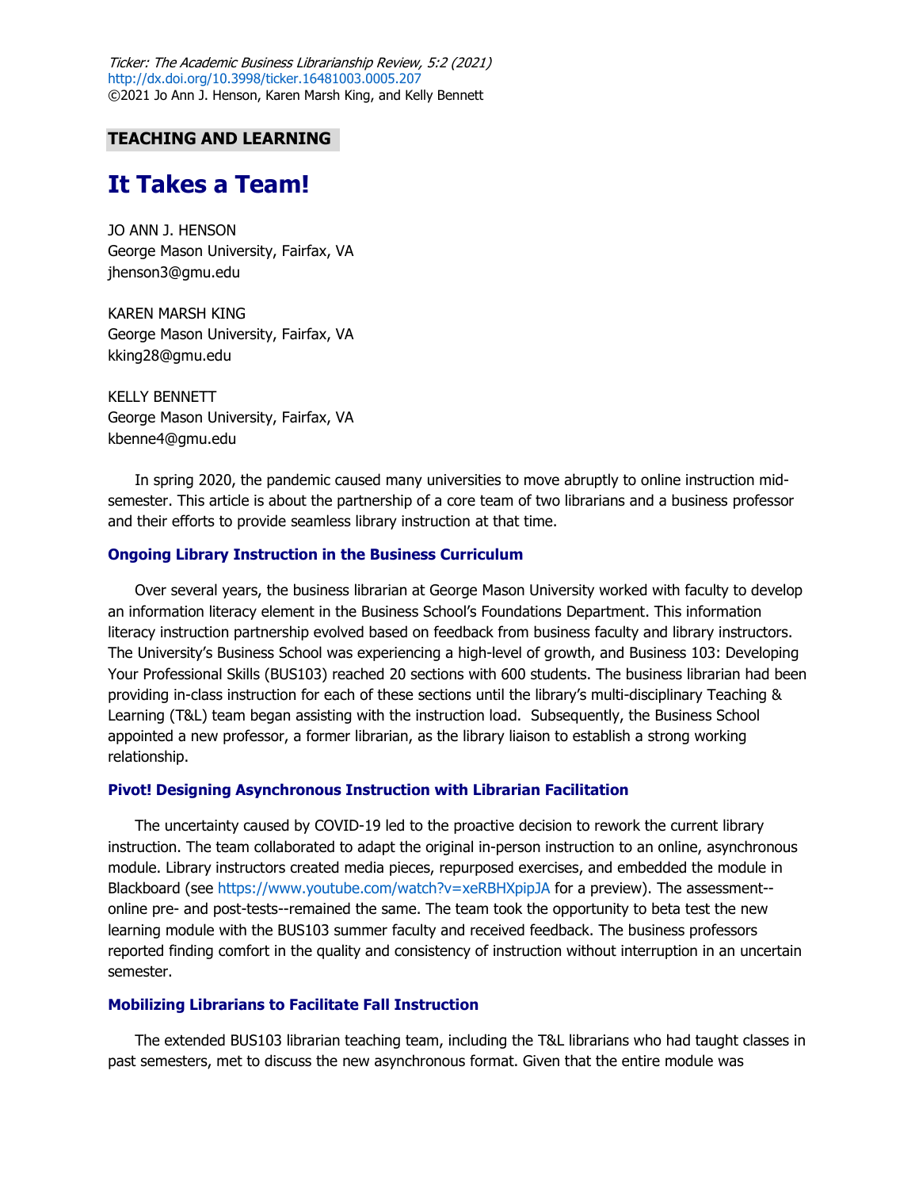*Ticker: The Academic Business Librarianship Review, 5:2 (2021)*
http://dx.doi.org/10.3998/ticker.16481003.0005.207
©2021 Jo Ann J. Henson, Karen Marsh King, and Kelly Bennett

**TEACHING AND LEARNING**

# It Takes a Team!

JO ANN J. HENSON
George Mason University, Fairfax, VA
jhenson3@gmu.edu

KAREN MARSH KING
George Mason University, Fairfax, VA
kking28@gmu.edu

KELLY BENNETT
George Mason University, Fairfax, VA
kbenne4@gmu.edu

In spring 2020, the pandemic caused many universities to move abruptly to online instruction mid-semester. This article is about the partnership of a core team of two librarians and a business professor and their efforts to provide seamless library instruction at that time.

### Ongoing Library Instruction in the Business Curriculum

Over several years, the business librarian at George Mason University worked with faculty to develop an information literacy element in the Business School's Foundations Department. This information literacy instruction partnership evolved based on feedback from business faculty and library instructors. The University's Business School was experiencing a high-level of growth, and Business 103: Developing Your Professional Skills (BUS103) reached 20 sections with 600 students. The business librarian had been providing in-class instruction for each of these sections until the library's multi-disciplinary Teaching & Learning (T&L) team began assisting with the instruction load. Subsequently, the Business School appointed a new professor, a former librarian, as the library liaison to establish a strong working relationship.

### Pivot! Designing Asynchronous Instruction with Librarian Facilitation

The uncertainty caused by COVID-19 led to the proactive decision to rework the current library instruction. The team collaborated to adapt the original in-person instruction to an online, asynchronous module. Library instructors created media pieces, repurposed exercises, and embedded the module in Blackboard (see https://www.youtube.com/watch?v=xeRBHXpipJA for a preview). The assessment--online pre- and post-tests--remained the same. The team took the opportunity to beta test the new learning module with the BUS103 summer faculty and received feedback. The business professors reported finding comfort in the quality and consistency of instruction without interruption in an uncertain semester.

### Mobilizing Librarians to Facilitate Fall Instruction

The extended BUS103 librarian teaching team, including the T&L librarians who had taught classes in past semesters, met to discuss the new asynchronous format. Given that the entire module was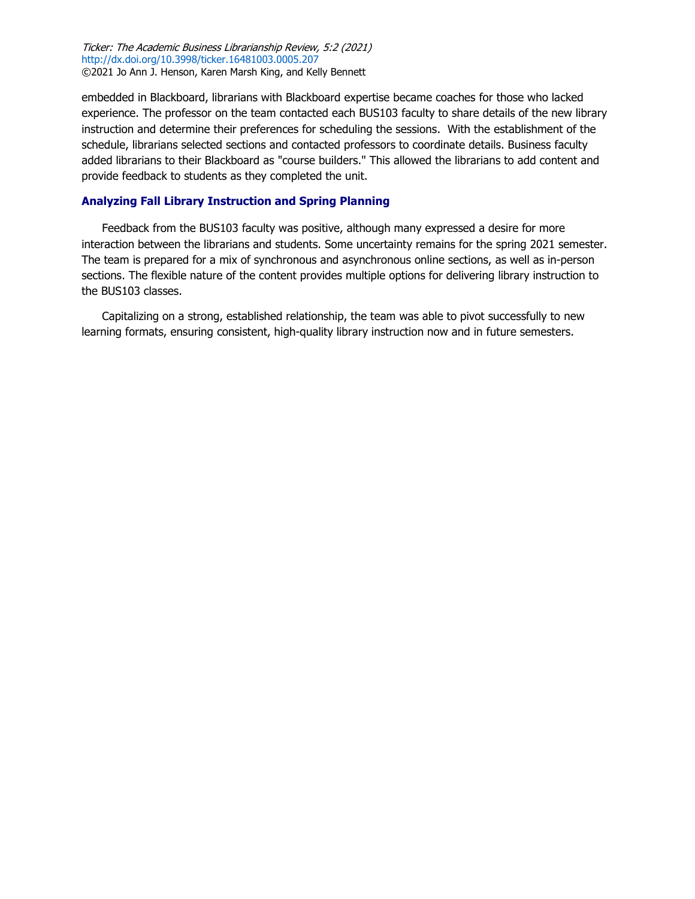embedded in Blackboard, librarians with Blackboard expertise became coaches for those who lacked experience. The professor on the team contacted each BUS103 faculty to share details of the new library instruction and determine their preferences for scheduling the sessions. With the establishment of the schedule, librarians selected sections and contacted professors to coordinate details. Business faculty added librarians to their Blackboard as "course builders." This allowed the librarians to add content and provide feedback to students as they completed the unit.

### Analyzing Fall Library Instruction and Spring Planning

Feedback from the BUS103 faculty was positive, although many expressed a desire for more interaction between the librarians and students. Some uncertainty remains for the spring 2021 semester. The team is prepared for a mix of synchronous and asynchronous online sections, as well as in-person sections. The flexible nature of the content provides multiple options for delivering library instruction to the BUS103 classes.

Capitalizing on a strong, established relationship, the team was able to pivot successfully to new learning formats, ensuring consistent, high-quality library instruction now and in future semesters.